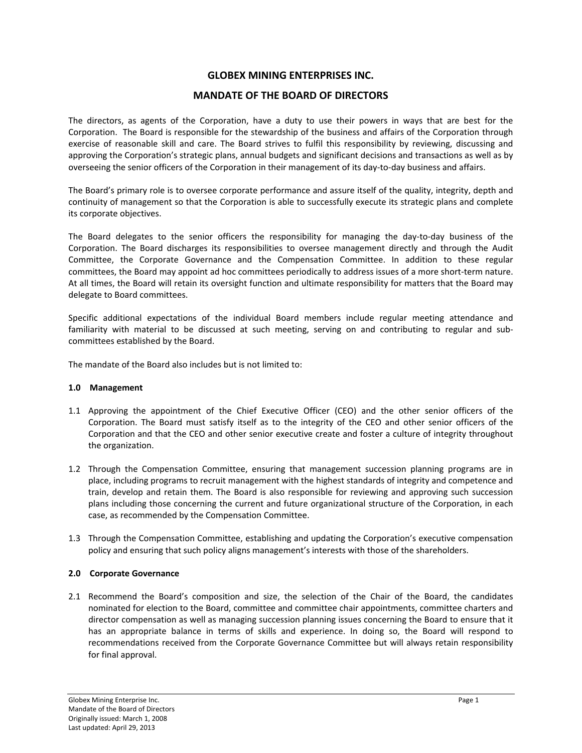# GLOBEX MINING ENTERPRISES INC.

## MANDATE OF THE BOARD OF DIRECTORS

The directors, as agents of the Corporation, have a duty to use their powers in ways that are best for the Corporation. The Board is responsible for the stewardship of the business and affairs of the Corporation through exercise of reasonable skill and care. The Board strives to fulfil this responsibility by reviewing, discussing and approving the Corporation's strategic plans, annual budgets and significant decisions and transactions as well as by overseeing the senior officers of the Corporation in their management of its day-to-day business and affairs.

The Board's primary role is to oversee corporate performance and assure itself of the quality, integrity, depth and continuity of management so that the Corporation is able to successfully execute its strategic plans and complete its corporate objectives.

The Board delegates to the senior officers the responsibility for managing the day-to-day business of the Corporation. The Board discharges its responsibilities to oversee management directly and through the Audit Committee, the Corporate Governance and the Compensation Committee. In addition to these regular committees, the Board may appoint ad hoc committees periodically to address issues of a more short-term nature. At all times, the Board will retain its oversight function and ultimate responsibility for matters that the Board may delegate to Board committees.

Specific additional expectations of the individual Board members include regular meeting attendance and familiarity with material to be discussed at such meeting, serving on and contributing to regular and sub-committees established by the Board.

The mandate of the Board also includes but is not limited to:

### 1.0 Management

1.1 Approving the appointment of the Chief Executive Officer (CEO) and the other senior officers of the Corporation. The Board must satisfy itself as to the integrity of the CEO and other senior officers of the Corporation and that the CEO and other senior executive create and foster a culture of integrity throughout the organization.

1.2 Through the Compensation Committee, ensuring that management succession planning programs are in place, including programs to recruit management with the highest standards of integrity and competence and train, develop and retain them. The Board is also responsible for reviewing and approving such succession plans including those concerning the current and future organizational structure of the Corporation, in each case, as recommended by the Compensation Committee.

1.3 Through the Compensation Committee, establishing and updating the Corporation's executive compensation policy and ensuring that such policy aligns management's interests with those of the shareholders.

### 2.0 Corporate Governance

2.1 Recommend the Board's composition and size, the selection of the Chair of the Board, the candidates nominated for election to the Board, committee and committee chair appointments, committee charters and director compensation as well as managing succession planning issues concerning the Board to ensure that it has an appropriate balance in terms of skills and experience. In doing so, the Board will respond to recommendations received from the Corporate Governance Committee but will always retain responsibility for final approval.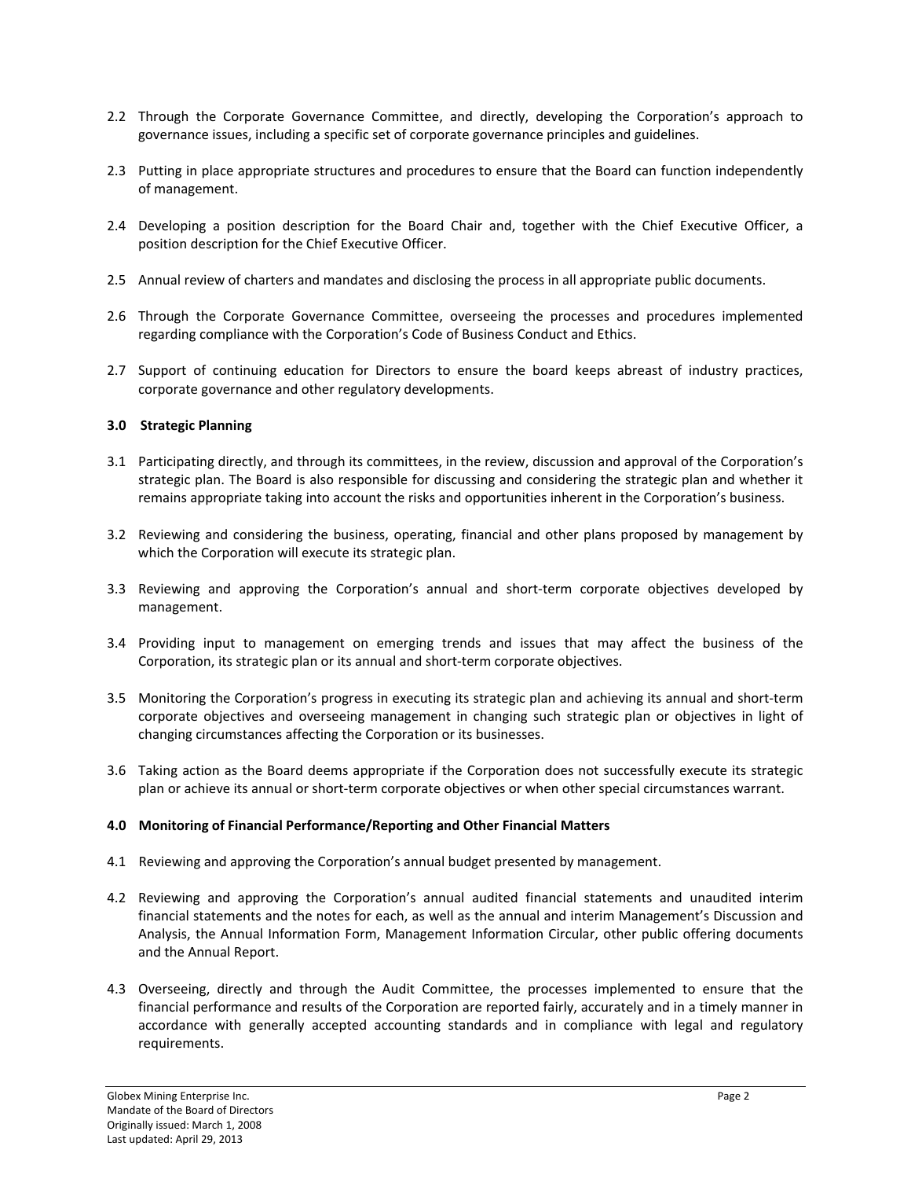2.2 Through the Corporate Governance Committee, and directly, developing the Corporation's approach to governance issues, including a specific set of corporate governance principles and guidelines.

2.3 Putting in place appropriate structures and procedures to ensure that the Board can function independently of management.

2.4 Developing a position description for the Board Chair and, together with the Chief Executive Officer, a position description for the Chief Executive Officer.

2.5 Annual review of charters and mandates and disclosing the process in all appropriate public documents.

2.6 Through the Corporate Governance Committee, overseeing the processes and procedures implemented regarding compliance with the Corporation's Code of Business Conduct and Ethics.

2.7 Support of continuing education for Directors to ensure the board keeps abreast of industry practices, corporate governance and other regulatory developments.

**3.0 Strategic Planning**

3.1 Participating directly, and through its committees, in the review, discussion and approval of the Corporation's strategic plan. The Board is also responsible for discussing and considering the strategic plan and whether it remains appropriate taking into account the risks and opportunities inherent in the Corporation's business.

3.2 Reviewing and considering the business, operating, financial and other plans proposed by management by which the Corporation will execute its strategic plan.

3.3 Reviewing and approving the Corporation's annual and short-term corporate objectives developed by management.

3.4 Providing input to management on emerging trends and issues that may affect the business of the Corporation, its strategic plan or its annual and short-term corporate objectives.

3.5 Monitoring the Corporation's progress in executing its strategic plan and achieving its annual and short-term corporate objectives and overseeing management in changing such strategic plan or objectives in light of changing circumstances affecting the Corporation or its businesses.

3.6 Taking action as the Board deems appropriate if the Corporation does not successfully execute its strategic plan or achieve its annual or short-term corporate objectives or when other special circumstances warrant.

**4.0 Monitoring of Financial Performance/Reporting and Other Financial Matters**

4.1 Reviewing and approving the Corporation's annual budget presented by management.

4.2 Reviewing and approving the Corporation's annual audited financial statements and unaudited interim financial statements and the notes for each, as well as the annual and interim Management's Discussion and Analysis, the Annual Information Form, Management Information Circular, other public offering documents and the Annual Report.

4.3 Overseeing, directly and through the Audit Committee, the processes implemented to ensure that the financial performance and results of the Corporation are reported fairly, accurately and in a timely manner in accordance with generally accepted accounting standards and in compliance with legal and regulatory requirements.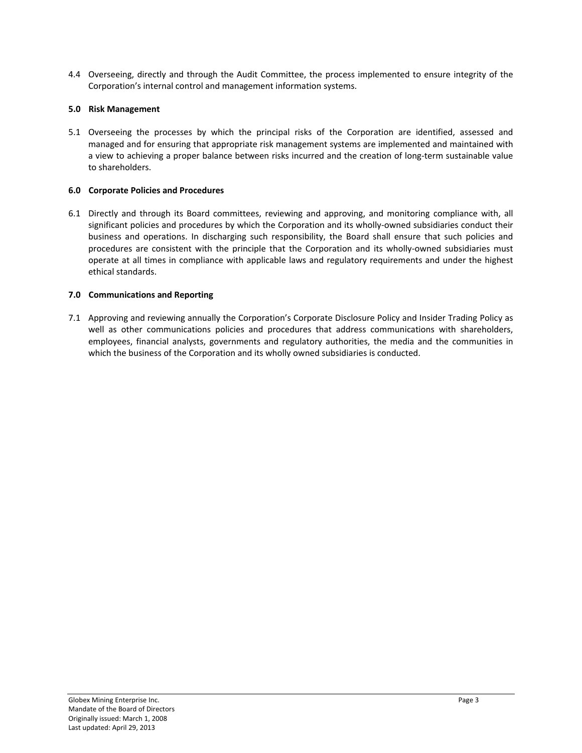4.4 Overseeing, directly and through the Audit Committee, the process implemented to ensure integrity of the Corporation's internal control and management information systems.

## 5.0 Risk Management

5.1 Overseeing the processes by which the principal risks of the Corporation are identified, assessed and managed and for ensuring that appropriate risk management systems are implemented and maintained with a view to achieving a proper balance between risks incurred and the creation of long-term sustainable value to shareholders.

## 6.0 Corporate Policies and Procedures

6.1 Directly and through its Board committees, reviewing and approving, and monitoring compliance with, all significant policies and procedures by which the Corporation and its wholly-owned subsidiaries conduct their business and operations. In discharging such responsibility, the Board shall ensure that such policies and procedures are consistent with the principle that the Corporation and its wholly-owned subsidiaries must operate at all times in compliance with applicable laws and regulatory requirements and under the highest ethical standards.

## 7.0 Communications and Reporting

7.1 Approving and reviewing annually the Corporation's Corporate Disclosure Policy and Insider Trading Policy as well as other communications policies and procedures that address communications with shareholders, employees, financial analysts, governments and regulatory authorities, the media and the communities in which the business of the Corporation and its wholly owned subsidiaries is conducted.